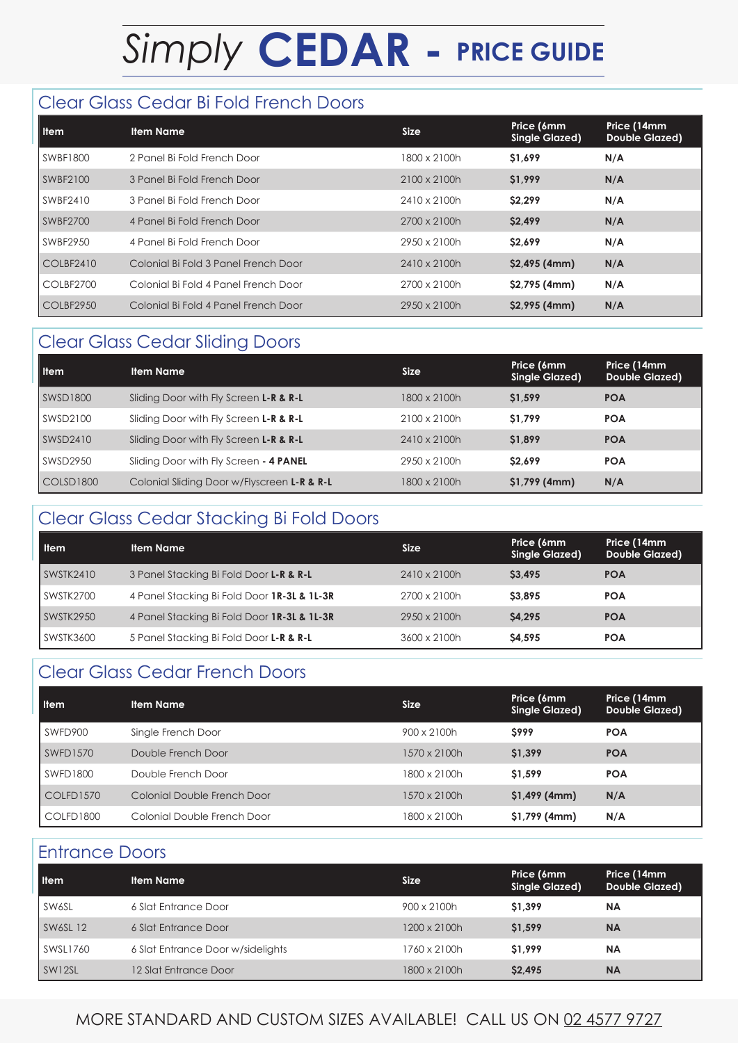# *Simply* **CEDAR** - **PRICE GUIDE**

## Clear Glass Cedar Bi Fold French Doors

| Item | Item Name | Size | Price (6mm Single Glazed) | Price (14mm Double Glazed) |
|---|---|---|---|---|
| SWBF1800 | 2 Panel Bi Fold French Door | 1800 x 2100h | **$1,699** | **N/A** |
| SWBF2100 | 3 Panel Bi Fold French Door | 2100 x 2100h | **$1,999** | **N/A** |
| SWBF2410 | 3 Panel Bi Fold French Door | 2410 x 2100h | **$2,299** | **N/A** |
| SWBF2700 | 4 Panel Bi Fold French Door | 2700 x 2100h | **$2,499** | **N/A** |
| SWBF2950 | 4 Panel Bi Fold French Door | 2950 x 2100h | **$2,699** | **N/A** |
| COLBF2410 | Colonial Bi Fold 3 Panel French Door | 2410 x 2100h | **$2,495 (4mm)** | **N/A** |
| COLBF2700 | Colonial Bi Fold 4 Panel French Door | 2700 x 2100h | **$2,795 (4mm)** | **N/A** |
| COLBF2950 | Colonial Bi Fold 4 Panel French Door | 2950 x 2100h | **$2,995 (4mm)** | **N/A** |

## Clear Glass Cedar Sliding Doors

| Item | Item Name | Size | Price (6mm Single Glazed) | Price (14mm Double Glazed) |
|---|---|---|---|---|
| SWSD1800 | Sliding Door with Fly Screen **L-R & R-L** | 1800 x 2100h | **$1,599** | **POA** |
| SWSD2100 | Sliding Door with Fly Screen **L-R & R-L** | 2100 x 2100h | **$1,799** | **POA** |
| SWSD2410 | Sliding Door with Fly Screen **L-R & R-L** | 2410 x 2100h | **$1,899** | **POA** |
| SWSD2950 | Sliding Door with Fly Screen **- 4 PANEL** | 2950 x 2100h | **$2,699** | **POA** |
| COLSD1800 | Colonial Sliding Door w/Flyscreen **L-R & R-L** | 1800 x 2100h | **$1,799 (4mm)** | **N/A** |

## Clear Glass Cedar Stacking Bi Fold Doors

| Item | Item Name | Size | Price (6mm Single Glazed) | Price (14mm Double Glazed) |
|---|---|---|---|---|
| SWSTK2410 | 3 Panel Stacking Bi Fold Door **L-R & R-L** | 2410 x 2100h | **$3,495** | **POA** |
| SWSTK2700 | 4 Panel Stacking Bi Fold Door **1R-3L & 1L-3R** | 2700 x 2100h | **$3,895** | **POA** |
| SWSTK2950 | 4 Panel Stacking Bi Fold Door **1R-3L & 1L-3R** | 2950 x 2100h | **$4,295** | **POA** |
| SWSTK3600 | 5 Panel Stacking Bi Fold Door **L-R & R-L** | 3600 x 2100h | **$4,595** | **POA** |

## Clear Glass Cedar French Doors

| Item | Item Name | Size | Price (6mm Single Glazed) | Price (14mm Double Glazed) |
|---|---|---|---|---|
| SWFD900 | Single French Door | 900 x 2100h | **$999** | **POA** |
| SWFD1570 | Double French Door | 1570 x 2100h | **$1,399** | **POA** |
| SWFD1800 | Double French Door | 1800 x 2100h | **$1,599** | **POA** |
| COLFD1570 | Colonial Double French Door | 1570 x 2100h | **$1,499 (4mm)** | **N/A** |
| COLFD1800 | Colonial Double French Door | 1800 x 2100h | **$1,799 (4mm)** | **N/A** |

## Entrance Doors

| Item | Item Name | Size | Price (6mm Single Glazed) | Price (14mm Double Glazed) |
|---|---|---|---|---|
| SW6SL | 6 Slat Entrance Door | 900 x 2100h | **$1,399** | **NA** |
| SW6SL 12 | 6 Slat Entrance Door | 1200 x 2100h | **$1,599** | **NA** |
| SWSL1760 | 6 Slat Entrance Door w/sidelights | 1760 x 2100h | **$1,999** | **NA** |
| SW12SL | 12 Slat Entrance Door | 1800 x 2100h | **$2,495** | **NA** |

MORE STANDARD AND CUSTOM SIZES AVAILABLE! CALL US ON 02 4577 9727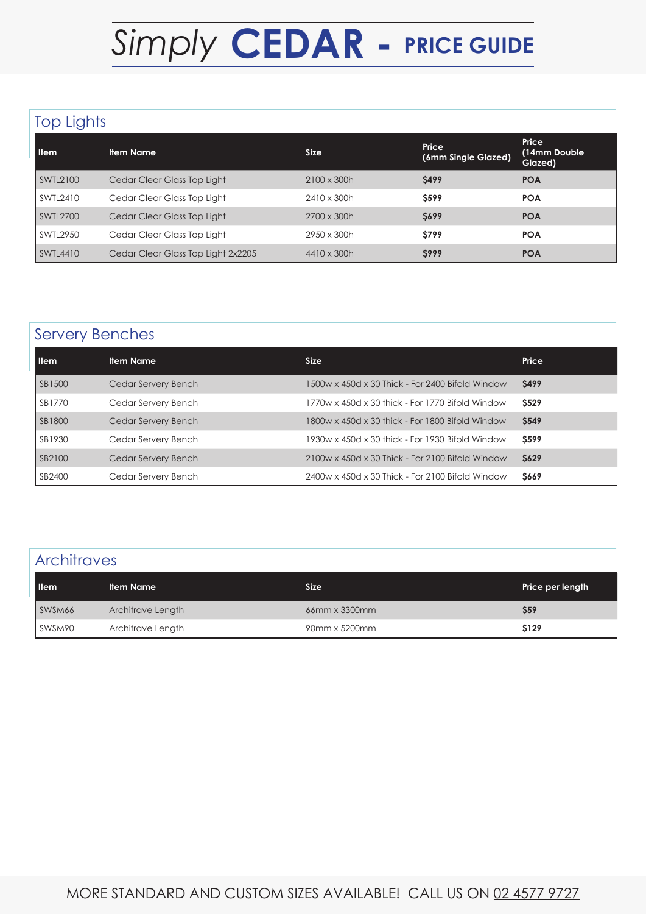# *Simply* CEDAR - PRICE GUIDE

## Top Lights

| Item | Item Name | Size | Price (6mm Single Glazed) | Price (14mm Double Glazed) |
|---|---|---|---|---|
| SWTL2100 | Cedar Clear Glass Top Light | 2100 x 300h | **$499** | **POA** |
| SWTL2410 | Cedar Clear Glass Top Light | 2410 x 300h | **$599** | **POA** |
| SWTL2700 | Cedar Clear Glass Top Light | 2700 x 300h | **$699** | **POA** |
| SWTL2950 | Cedar Clear Glass Top Light | 2950 x 300h | **$799** | **POA** |
| SWTL4410 | Cedar Clear Glass Top Light 2x2205 | 4410 x 300h | **$999** | **POA** |

## Servery Benches

| Item | Item Name | Size | Price |
|---|---|---|---|
| SB1500 | Cedar Servery Bench | 1500w x 450d x 30 Thick - For 2400 Bifold Window | **$499** |
| SB1770 | Cedar Servery Bench | 1770w x 450d x 30 thick - For 1770 Bifold Window | **$529** |
| SB1800 | Cedar Servery Bench | 1800w x 450d x 30 thick - For 1800 Bifold Window | **$549** |
| SB1930 | Cedar Servery Bench | 1930w x 450d x 30 thick - For 1930 Bifold Window | **$599** |
| SB2100 | Cedar Servery Bench | 2100w x 450d x 30 Thick - For 2100 Bifold Window | **$629** |
| SB2400 | Cedar Servery Bench | 2400w x 450d x 30 Thick - For 2100 Bifold Window | **$669** |

## Architraves

| Item | Item Name | Size | Price per length |
|---|---|---|---|
| SWSM66 | Architrave Length | 66mm x 3300mm | **$59** |
| SWSM90 | Architrave Length | 90mm x 5200mm | **$129** |

MORE STANDARD AND CUSTOM SIZES AVAILABLE! CALL US ON 02 4577 9727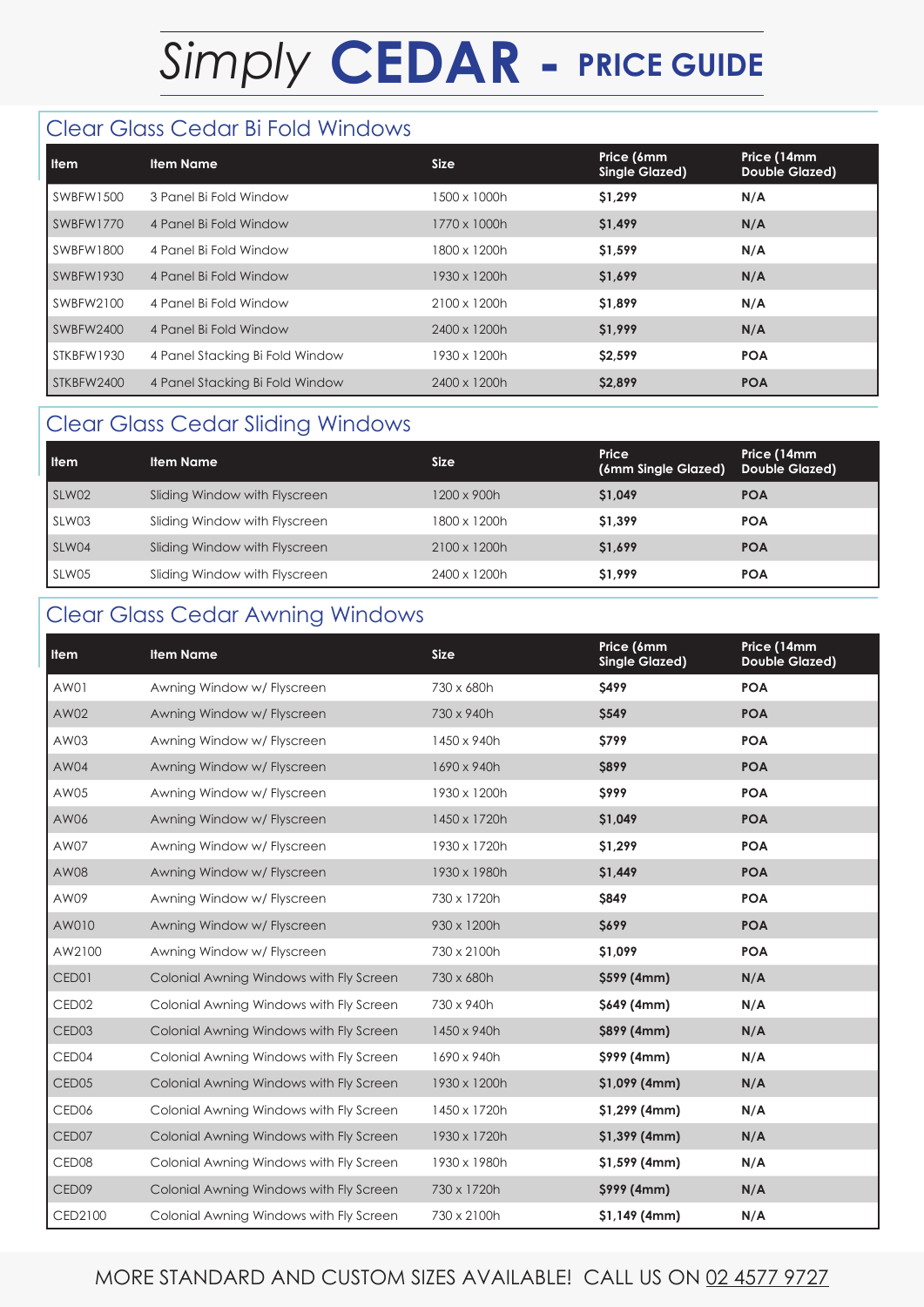# Simply CEDAR - PRICE GUIDE

## Clear Glass Cedar Bi Fold Windows

| Item | Item Name | Size | Price (6mm Single Glazed) | Price (14mm Double Glazed) |
|---|---|---|---|---|
| SWBFW1500 | 3 Panel Bi Fold Window | 1500 x 1000h | **$1,299** | **N/A** |
| SWBFW1770 | 4 Panel Bi Fold Window | 1770 x 1000h | **$1,499** | **N/A** |
| SWBFW1800 | 4 Panel Bi Fold Window | 1800 x 1200h | **$1,599** | **N/A** |
| SWBFW1930 | 4 Panel Bi Fold Window | 1930 x 1200h | **$1,699** | **N/A** |
| SWBFW2100 | 4 Panel Bi Fold Window | 2100 x 1200h | **$1,899** | **N/A** |
| SWBFW2400 | 4 Panel Bi Fold Window | 2400 x 1200h | **$1,999** | **N/A** |
| STKBFW1930 | 4 Panel Stacking Bi Fold Window | 1930 x 1200h | **$2,599** | **POA** |
| STKBFW2400 | 4 Panel Stacking Bi Fold Window | 2400 x 1200h | **$2,899** | **POA** |

## Clear Glass Cedar Sliding Windows

| Item | Item Name | Size | Price (6mm Single Glazed) | Price (14mm Double Glazed) |
|---|---|---|---|---|
| SLW02 | Sliding Window with Flyscreen | 1200 x 900h | **$1,049** | **POA** |
| SLW03 | Sliding Window with Flyscreen | 1800 x 1200h | **$1,399** | **POA** |
| SLW04 | Sliding Window with Flyscreen | 2100 x 1200h | **$1,699** | **POA** |
| SLW05 | Sliding Window with Flyscreen | 2400 x 1200h | **$1,999** | **POA** |

## Clear Glass Cedar Awning Windows

| Item | Item Name | Size | Price (6mm Single Glazed) | Price (14mm Double Glazed) |
|---|---|---|---|---|
| AW01 | Awning Window w/ Flyscreen | 730 x 680h | **$499** | **POA** |
| AW02 | Awning Window w/ Flyscreen | 730 x 940h | **$549** | **POA** |
| AW03 | Awning Window w/ Flyscreen | 1450 x 940h | **$799** | **POA** |
| AW04 | Awning Window w/ Flyscreen | 1690 x 940h | **$899** | **POA** |
| AW05 | Awning Window w/ Flyscreen | 1930 x 1200h | **$999** | **POA** |
| AW06 | Awning Window w/ Flyscreen | 1450 x 1720h | **$1,049** | **POA** |
| AW07 | Awning Window w/ Flyscreen | 1930 x 1720h | **$1,299** | **POA** |
| AW08 | Awning Window w/ Flyscreen | 1930 x 1980h | **$1,449** | **POA** |
| AW09 | Awning Window w/ Flyscreen | 730 x 1720h | **$849** | **POA** |
| AW010 | Awning Window w/ Flyscreen | 930 x 1200h | **$699** | **POA** |
| AW2100 | Awning Window w/ Flyscreen | 730 x 2100h | **$1,099** | **POA** |
| CED01 | Colonial Awning Windows with Fly Screen | 730 x 680h | **$599 (4mm)** | **N/A** |
| CED02 | Colonial Awning Windows with Fly Screen | 730 x 940h | **$649 (4mm)** | **N/A** |
| CED03 | Colonial Awning Windows with Fly Screen | 1450 x 940h | **$899 (4mm)** | **N/A** |
| CED04 | Colonial Awning Windows with Fly Screen | 1690 x 940h | **$999 (4mm)** | **N/A** |
| CED05 | Colonial Awning Windows with Fly Screen | 1930 x 1200h | **$1,099 (4mm)** | **N/A** |
| CED06 | Colonial Awning Windows with Fly Screen | 1450 x 1720h | **$1,299 (4mm)** | **N/A** |
| CED07 | Colonial Awning Windows with Fly Screen | 1930 x 1720h | **$1,399 (4mm)** | **N/A** |
| CED08 | Colonial Awning Windows with Fly Screen | 1930 x 1980h | **$1,599 (4mm)** | **N/A** |
| CED09 | Colonial Awning Windows with Fly Screen | 730 x 1720h | **$999 (4mm)** | **N/A** |
| CED2100 | Colonial Awning Windows with Fly Screen | 730 x 2100h | **$1,149 (4mm)** | **N/A** |

MORE STANDARD AND CUSTOM SIZES AVAILABLE! CALL US ON 02 4577 9727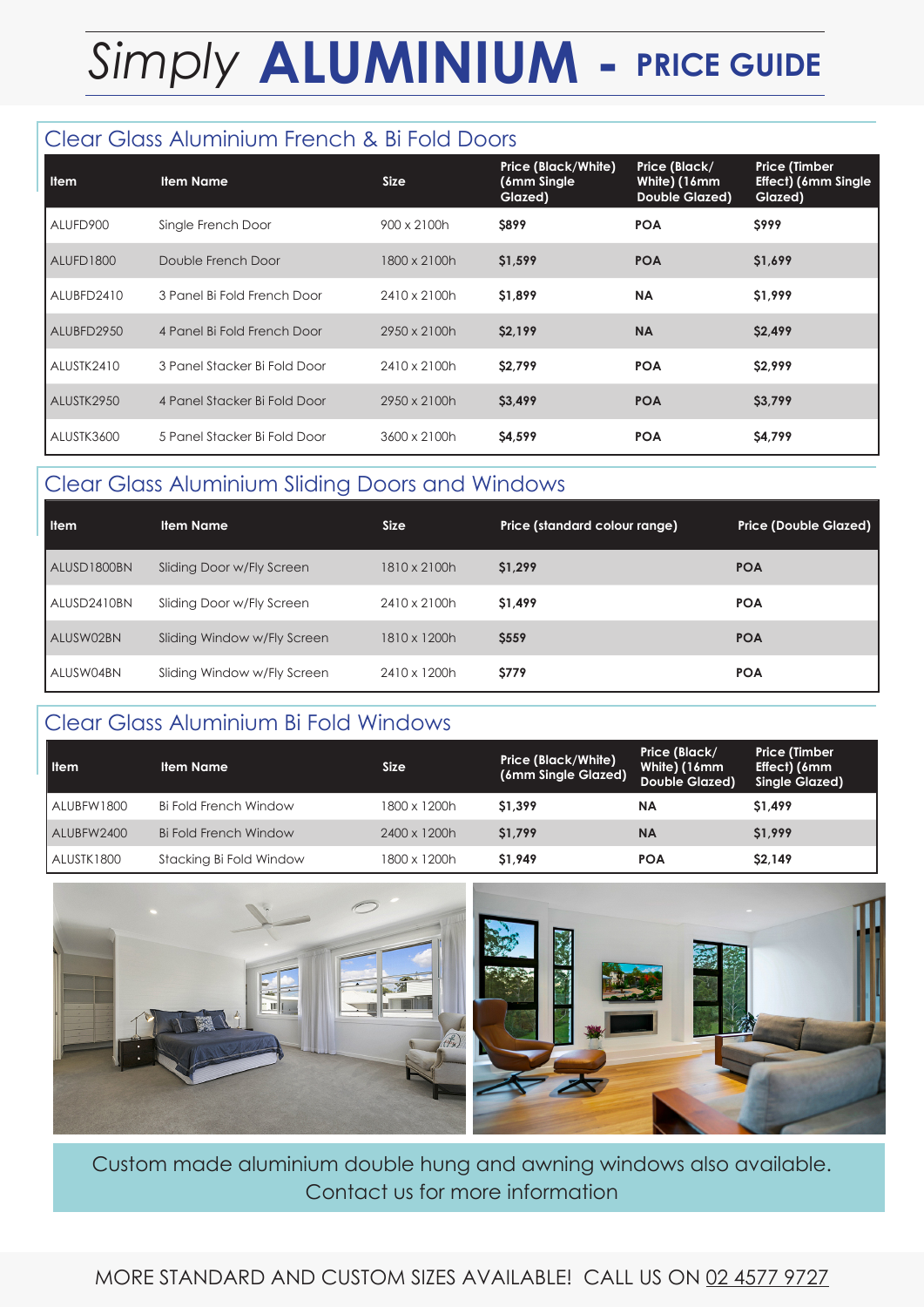# *Simply* ALUMINIUM - PRICE GUIDE

## Clear Glass Aluminium French & Bi Fold Doors

| Item | Item Name | Size | Price (Black/White) (6mm Single Glazed) | Price (Black/ White) (16mm Double Glazed) | Price (Timber Effect) (6mm Single Glazed) |
|---|---|---|---|---|---|
| ALUFD900 | Single French Door | 900 x 2100h | **$899** | **POA** | **$999** |
| ALUFD1800 | Double French Door | 1800 x 2100h | **$1,599** | **POA** | **$1,699** |
| ALUBFD2410 | 3 Panel Bi Fold French Door | 2410 x 2100h | **$1,899** | **NA** | **$1,999** |
| ALUBFD2950 | 4 Panel Bi Fold French Door | 2950 x 2100h | **$2,199** | **NA** | **$2,499** |
| ALUSTK2410 | 3 Panel Stacker Bi Fold Door | 2410 x 2100h | **$2,799** | **POA** | **$2,999** |
| ALUSTK2950 | 4 Panel Stacker Bi Fold Door | 2950 x 2100h | **$3,499** | **POA** | **$3,799** |
| ALUSTK3600 | 5 Panel Stacker Bi Fold Door | 3600 x 2100h | **$4,599** | **POA** | **$4,799** |

## Clear Glass Aluminium Sliding Doors and Windows

| Item | Item Name | Size | Price (standard colour range) | Price (Double Glazed) |
|---|---|---|---|---|
| ALUSD1800BN | Sliding Door w/Fly Screen | 1810 x 2100h | **$1,299** | **POA** |
| ALUSD2410BN | Sliding Door w/Fly Screen | 2410 x 2100h | **$1,499** | **POA** |
| ALUSW02BN | Sliding Window w/Fly Screen | 1810 x 1200h | **$559** | **POA** |
| ALUSW04BN | Sliding Window w/Fly Screen | 2410 x 1200h | **$779** | **POA** |

## Clear Glass Aluminium Bi Fold Windows

| Item | Item Name | Size | Price (Black/White) (6mm Single Glazed) | Price (Black/ White) (16mm Double Glazed) | Price (Timber Effect) (6mm Single Glazed) |
|---|---|---|---|---|---|
| ALUBFW1800 | Bi Fold French Window | 1800 x 1200h | **$1,399** | **NA** | **$1,499** |
| ALUBFW2400 | Bi Fold French Window | 2400 x 1200h | **$1,799** | **NA** | **$1,999** |
| ALUSTK1800 | Stacking Bi Fold Window | 1800 x 1200h | **$1,949** | **POA** | **$2,149** |

Custom made aluminium double hung and awning windows also available.
Contact us for more information

MORE STANDARD AND CUSTOM SIZES AVAILABLE! CALL US ON 02 4577 9727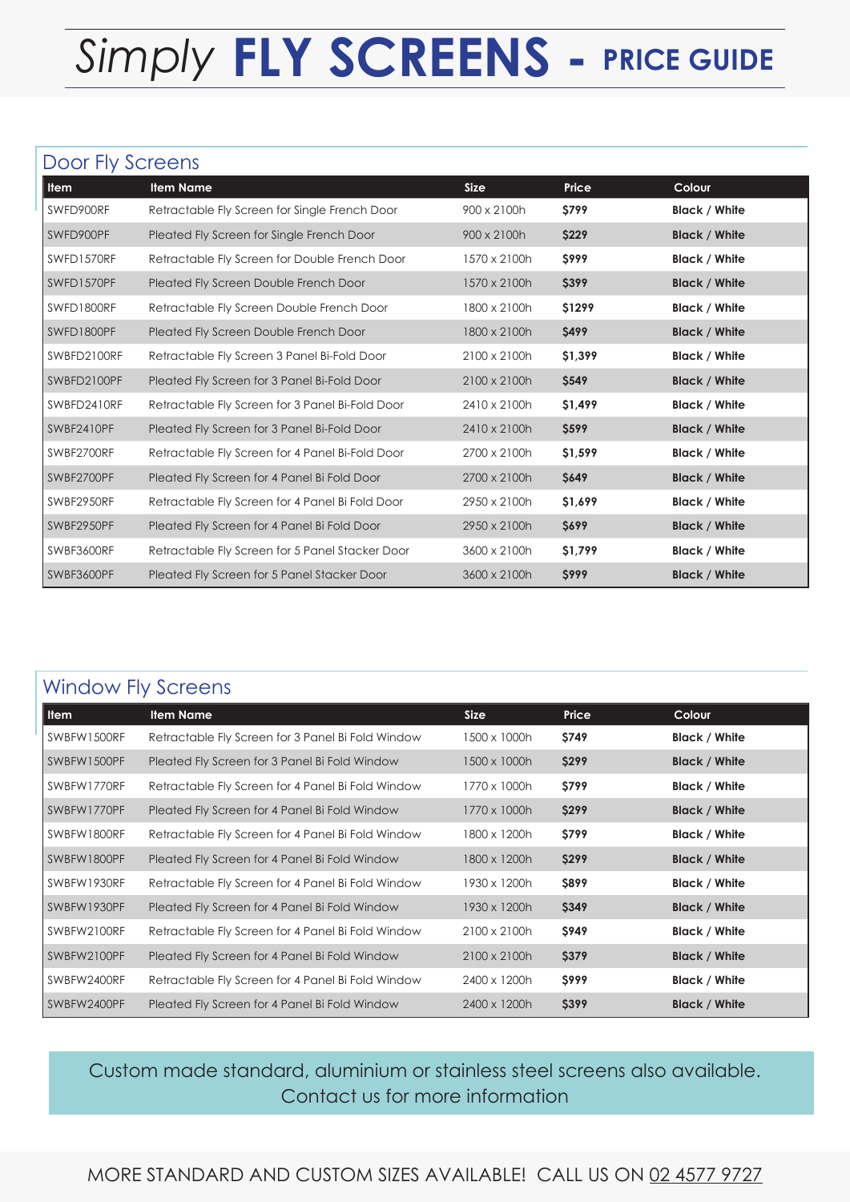# *Simply* **FLY SCREENS** - **PRICE GUIDE**

## Door Fly Screens

| Item | Item Name | Size | Price | Colour |
|---|---|---|---|---|
| SWFD900RF | Retractable Fly Screen for Single French Door | 900 x 2100h | **$799** | **Black / White** |
| SWFD900PF | Pleated Fly Screen for Single French Door | 900 x 2100h | **$229** | **Black / White** |
| SWFD1570RF | Retractable Fly Screen for Double French Door | 1570 x 2100h | **$999** | **Black / White** |
| SWFD1570PF | Pleated Fly Screen Double French Door | 1570 x 2100h | **$399** | **Black / White** |
| SWFD1800RF | Retractable Fly Screen Double French Door | 1800 x 2100h | **$1299** | **Black / White** |
| SWFD1800PF | Pleated Fly Screen Double French Door | 1800 x 2100h | **$499** | **Black / White** |
| SWBFD2100RF | Retractable Fly Screen 3 Panel Bi-Fold Door | 2100 x 2100h | **$1,399** | **Black / White** |
| SWBFD2100PF | Pleated Fly Screen for 3 Panel Bi-Fold Door | 2100 x 2100h | **$549** | **Black / White** |
| SWBFD2410RF | Retractable Fly Screen for 3 Panel Bi-Fold Door | 2410 x 2100h | **$1,499** | **Black / White** |
| SWBF2410PF | Pleated Fly Screen for 3 Panel Bi-Fold Door | 2410 x 2100h | **$599** | **Black / White** |
| SWBF2700RF | Retractable Fly Screen for 4 Panel Bi-Fold Door | 2700 x 2100h | **$1,599** | **Black / White** |
| SWBF2700PF | Pleated Fly Screen for 4 Panel Bi Fold Door | 2700 x 2100h | **$649** | **Black / White** |
| SWBF2950RF | Retractable Fly Screen for 4 Panel Bi Fold Door | 2950 x 2100h | **$1,699** | **Black / White** |
| SWBF2950PF | Pleated Fly Screen for 4 Panel Bi Fold Door | 2950 x 2100h | **$699** | **Black / White** |
| SWBF3600RF | Retractable Fly Screen for 5 Panel Stacker Door | 3600 x 2100h | **$1,799** | **Black / White** |
| SWBF3600PF | Pleated Fly Screen for 5 Panel Stacker Door | 3600 x 2100h | **$999** | **Black / White** |

## Window Fly Screens

| Item | Item Name | Size | Price | Colour |
|---|---|---|---|---|
| SWBFW1500RF | Retractable Fly Screen for 3 Panel Bi Fold Window | 1500 x 1000h | **$749** | **Black / White** |
| SWBFW1500PF | Pleated Fly Screen for 3 Panel Bi Fold Window | 1500 x 1000h | **$299** | **Black / White** |
| SWBFW1770RF | Retractable Fly Screen for 4 Panel Bi Fold Window | 1770 x 1000h | **$799** | **Black / White** |
| SWBFW1770PF | Pleated Fly Screen for 4 Panel Bi Fold Window | 1770 x 1000h | **$299** | **Black / White** |
| SWBFW1800RF | Retractable Fly Screen for 4 Panel Bi Fold Window | 1800 x 1200h | **$799** | **Black / White** |
| SWBFW1800PF | Pleated Fly Screen for 4 Panel Bi Fold Window | 1800 x 1200h | **$299** | **Black / White** |
| SWBFW1930RF | Retractable Fly Screen for 4 Panel Bi Fold Window | 1930 x 1200h | **$899** | **Black / White** |
| SWBFW1930PF | Pleated Fly Screen for 4 Panel Bi Fold Window | 1930 x 1200h | **$349** | **Black / White** |
| SWBFW2100RF | Retractable Fly Screen for 4 Panel Bi Fold Window | 2100 x 2100h | **$949** | **Black / White** |
| SWBFW2100PF | Pleated Fly Screen for 4 Panel Bi Fold Window | 2100 x 2100h | **$379** | **Black / White** |
| SWBFW2400RF | Retractable Fly Screen for 4 Panel Bi Fold Window | 2400 x 1200h | **$999** | **Black / White** |
| SWBFW2400PF | Pleated Fly Screen for 4 Panel Bi Fold Window | 2400 x 1200h | **$399** | **Black / White** |

Custom made standard, aluminium or stainless steel screens also available.
Contact us for more information

MORE STANDARD AND CUSTOM SIZES AVAILABLE! CALL US ON 02 4577 9727